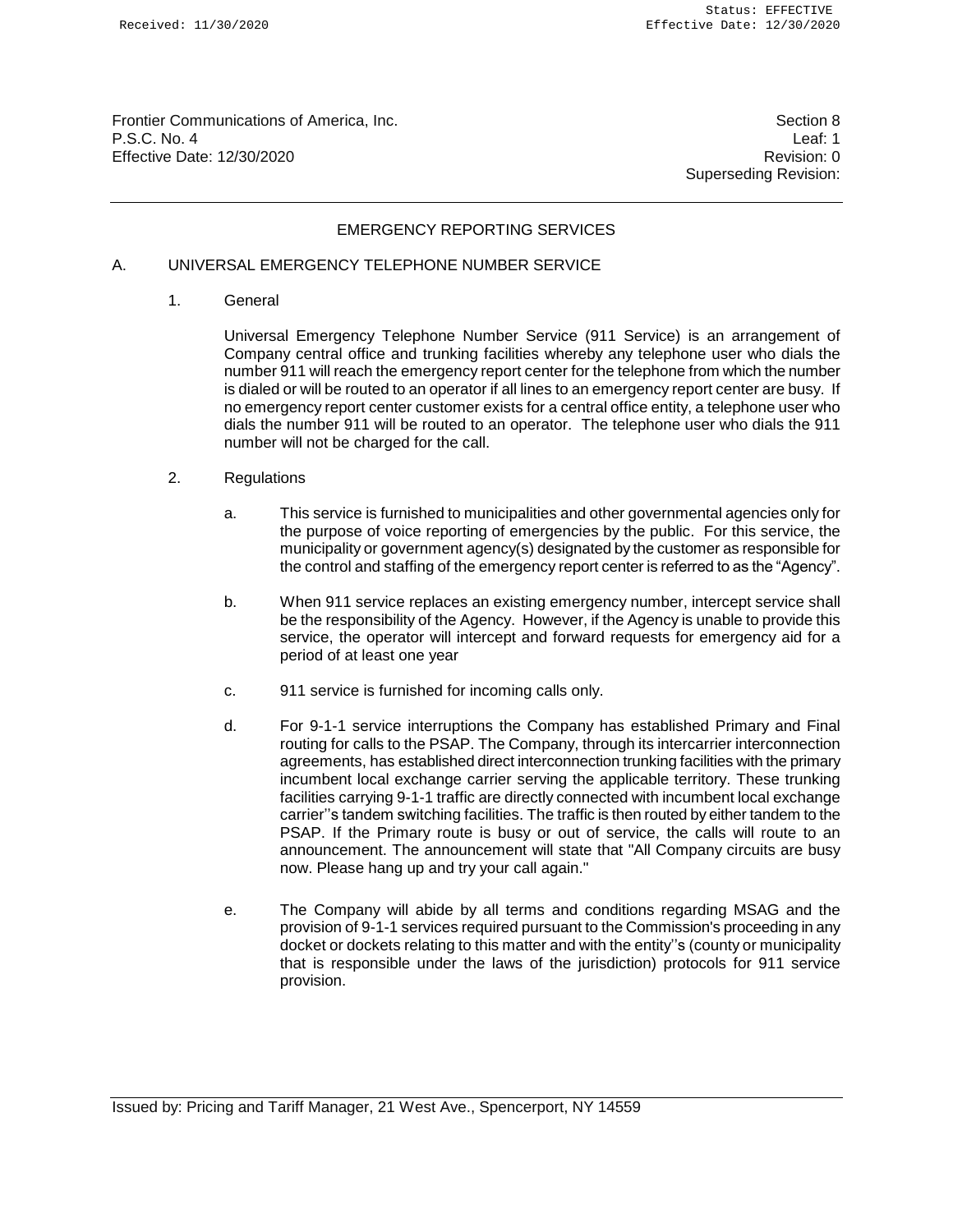Frontier Communications of America, Inc.
P.S.C. No. 4
Effective Date: 12/30/2020

Section 8
Leaf: 1
Revision: 0
Superseding Revision:

## EMERGENCY REPORTING SERVICES

### A. UNIVERSAL EMERGENCY TELEPHONE NUMBER SERVICE

1. General

   Universal Emergency Telephone Number Service (911 Service) is an arrangement of Company central office and trunking facilities whereby any telephone user who dials the number 911 will reach the emergency report center for the telephone from which the number is dialed or will be routed to an operator if all lines to an emergency report center are busy. If no emergency report center customer exists for a central office entity, a telephone user who dials the number 911 will be routed to an operator. The telephone user who dials the 911 number will not be charged for the call.

2. Regulations

   a. This service is furnished to municipalities and other governmental agencies only for the purpose of voice reporting of emergencies by the public. For this service, the municipality or government agency(s) designated by the customer as responsible for the control and staffing of the emergency report center is referred to as the "Agency".

   b. When 911 service replaces an existing emergency number, intercept service shall be the responsibility of the Agency. However, if the Agency is unable to provide this service, the operator will intercept and forward requests for emergency aid for a period of at least one year

   c. 911 service is furnished for incoming calls only.

   d. For 9-1-1 service interruptions the Company has established Primary and Final routing for calls to the PSAP. The Company, through its intercarrier interconnection agreements, has established direct interconnection trunking facilities with the primary incumbent local exchange carrier serving the applicable territory. These trunking facilities carrying 9-1-1 traffic are directly connected with incumbent local exchange carrier''s tandem switching facilities. The traffic is then routed by either tandem to the PSAP. If the Primary route is busy or out of service, the calls will route to an announcement. The announcement will state that "All Company circuits are busy now. Please hang up and try your call again."

   e. The Company will abide by all terms and conditions regarding MSAG and the provision of 9-1-1 services required pursuant to the Commission's proceeding in any docket or dockets relating to this matter and with the entity''s (county or municipality that is responsible under the laws of the jurisdiction) protocols for 911 service provision.

Issued by: Pricing and Tariff Manager, 21 West Ave., Spencerport, NY 14559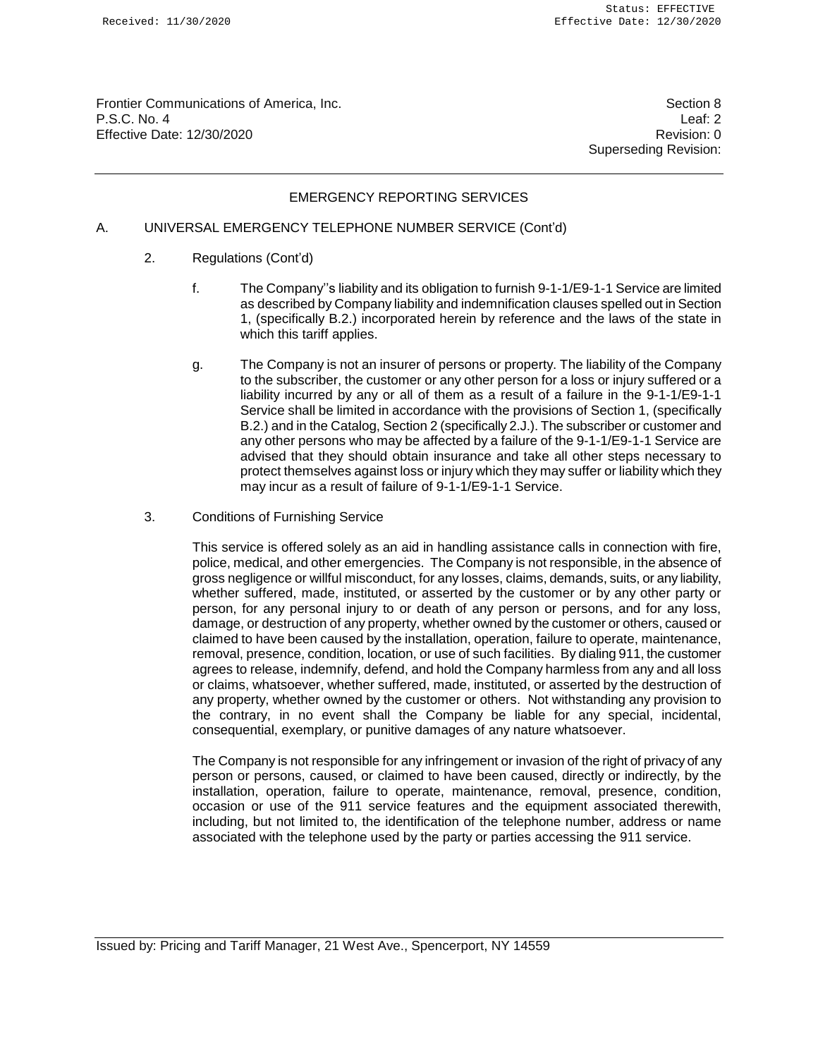## EMERGENCY REPORTING SERVICES

### A. UNIVERSAL EMERGENCY TELEPHONE NUMBER SERVICE (Cont'd)

2. Regulations (Cont'd)

   f. The Company''s liability and its obligation to furnish 9-1-1/E9-1-1 Service are limited as described by Company liability and indemnification clauses spelled out in Section 1, (specifically B.2.) incorporated herein by reference and the laws of the state in which this tariff applies.

   g. The Company is not an insurer of persons or property. The liability of the Company to the subscriber, the customer or any other person for a loss or injury suffered or a liability incurred by any or all of them as a result of a failure in the 9-1-1/E9-1-1 Service shall be limited in accordance with the provisions of Section 1, (specifically B.2.) and in the Catalog, Section 2 (specifically 2.J.). The subscriber or customer and any other persons who may be affected by a failure of the 9-1-1/E9-1-1 Service are advised that they should obtain insurance and take all other steps necessary to protect themselves against loss or injury which they may suffer or liability which they may incur as a result of failure of 9-1-1/E9-1-1 Service.

3. Conditions of Furnishing Service

   This service is offered solely as an aid in handling assistance calls in connection with fire, police, medical, and other emergencies. The Company is not responsible, in the absence of gross negligence or willful misconduct, for any losses, claims, demands, suits, or any liability, whether suffered, made, instituted, or asserted by the customer or by any other party or person, for any personal injury to or death of any person or persons, and for any loss, damage, or destruction of any property, whether owned by the customer or others, caused or claimed to have been caused by the installation, operation, failure to operate, maintenance, removal, presence, condition, location, or use of such facilities. By dialing 911, the customer agrees to release, indemnify, defend, and hold the Company harmless from any and all loss or claims, whatsoever, whether suffered, made, instituted, or asserted by the destruction of any property, whether owned by the customer or others. Not withstanding any provision to the contrary, in no event shall the Company be liable for any special, incidental, consequential, exemplary, or punitive damages of any nature whatsoever.

   The Company is not responsible for any infringement or invasion of the right of privacy of any person or persons, caused, or claimed to have been caused, directly or indirectly, by the installation, operation, failure to operate, maintenance, removal, presence, condition, occasion or use of the 911 service features and the equipment associated therewith, including, but not limited to, the identification of the telephone number, address or name associated with the telephone used by the party or parties accessing the 911 service.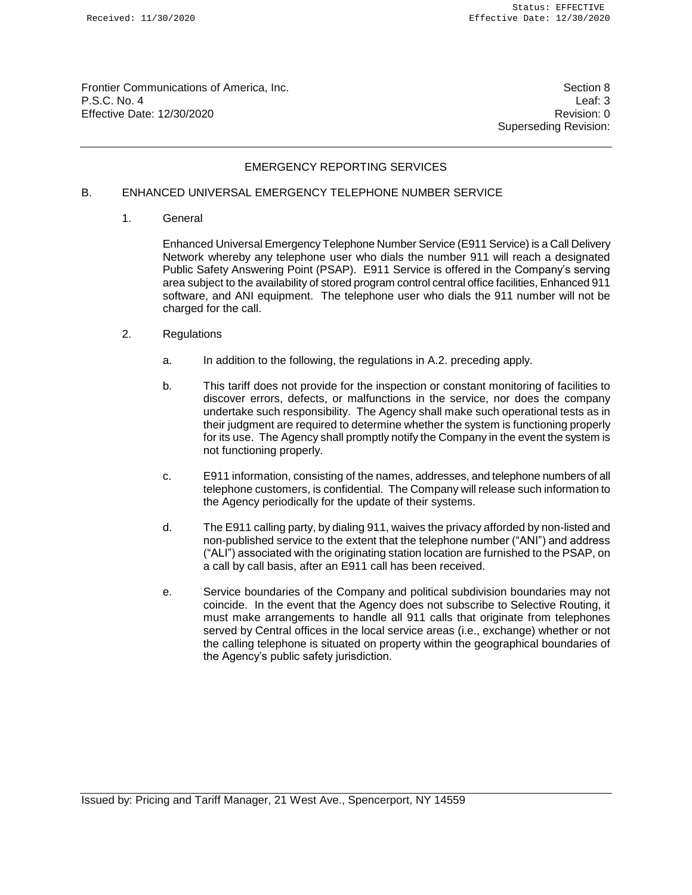Frontier Communications of America, Inc.
P.S.C. No. 4
Effective Date: 12/30/2020

Section 8
Leaf: 3
Revision: 0
Superseding Revision:

## EMERGENCY REPORTING SERVICES

### B. ENHANCED UNIVERSAL EMERGENCY TELEPHONE NUMBER SERVICE

1. General

   Enhanced Universal Emergency Telephone Number Service (E911 Service) is a Call Delivery Network whereby any telephone user who dials the number 911 will reach a designated Public Safety Answering Point (PSAP). E911 Service is offered in the Company's serving area subject to the availability of stored program control central office facilities, Enhanced 911 software, and ANI equipment. The telephone user who dials the 911 number will not be charged for the call.

2. Regulations

   a. In addition to the following, the regulations in A.2. preceding apply.

   b. This tariff does not provide for the inspection or constant monitoring of facilities to discover errors, defects, or malfunctions in the service, nor does the company undertake such responsibility. The Agency shall make such operational tests as in their judgment are required to determine whether the system is functioning properly for its use. The Agency shall promptly notify the Company in the event the system is not functioning properly.

   c. E911 information, consisting of the names, addresses, and telephone numbers of all telephone customers, is confidential. The Company will release such information to the Agency periodically for the update of their systems.

   d. The E911 calling party, by dialing 911, waives the privacy afforded by non-listed and non-published service to the extent that the telephone number ("ANI") and address ("ALI") associated with the originating station location are furnished to the PSAP, on a call by call basis, after an E911 call has been received.

   e. Service boundaries of the Company and political subdivision boundaries may not coincide. In the event that the Agency does not subscribe to Selective Routing, it must make arrangements to handle all 911 calls that originate from telephones served by Central offices in the local service areas (i.e., exchange) whether or not the calling telephone is situated on property within the geographical boundaries of the Agency's public safety jurisdiction.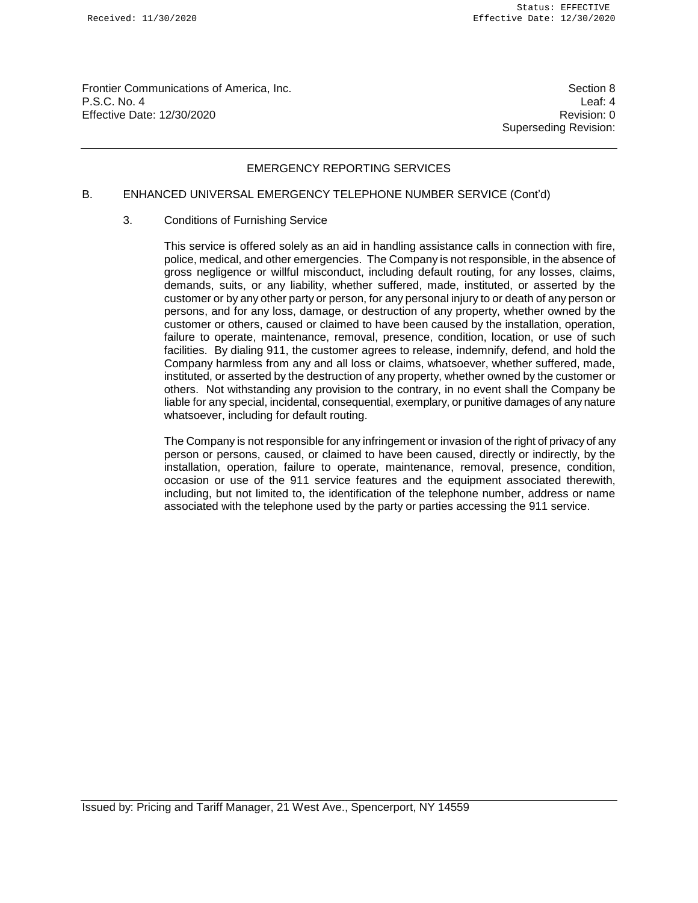Frontier Communications of America, Inc.
P.S.C. No. 4
Effective Date: 12/30/2020

Section 8
Leaf: 4
Revision: 0
Superseding Revision:

## EMERGENCY REPORTING SERVICES

B. ENHANCED UNIVERSAL EMERGENCY TELEPHONE NUMBER SERVICE (Cont'd)

3. Conditions of Furnishing Service

This service is offered solely as an aid in handling assistance calls in connection with fire, police, medical, and other emergencies. The Company is not responsible, in the absence of gross negligence or willful misconduct, including default routing, for any losses, claims, demands, suits, or any liability, whether suffered, made, instituted, or asserted by the customer or by any other party or person, for any personal injury to or death of any person or persons, and for any loss, damage, or destruction of any property, whether owned by the customer or others, caused or claimed to have been caused by the installation, operation, failure to operate, maintenance, removal, presence, condition, location, or use of such facilities. By dialing 911, the customer agrees to release, indemnify, defend, and hold the Company harmless from any and all loss or claims, whatsoever, whether suffered, made, instituted, or asserted by the destruction of any property, whether owned by the customer or others. Not withstanding any provision to the contrary, in no event shall the Company be liable for any special, incidental, consequential, exemplary, or punitive damages of any nature whatsoever, including for default routing.

The Company is not responsible for any infringement or invasion of the right of privacy of any person or persons, caused, or claimed to have been caused, directly or indirectly, by the installation, operation, failure to operate, maintenance, removal, presence, condition, occasion or use of the 911 service features and the equipment associated therewith, including, but not limited to, the identification of the telephone number, address or name associated with the telephone used by the party or parties accessing the 911 service.

Issued by: Pricing and Tariff Manager, 21 West Ave., Spencerport, NY 14559